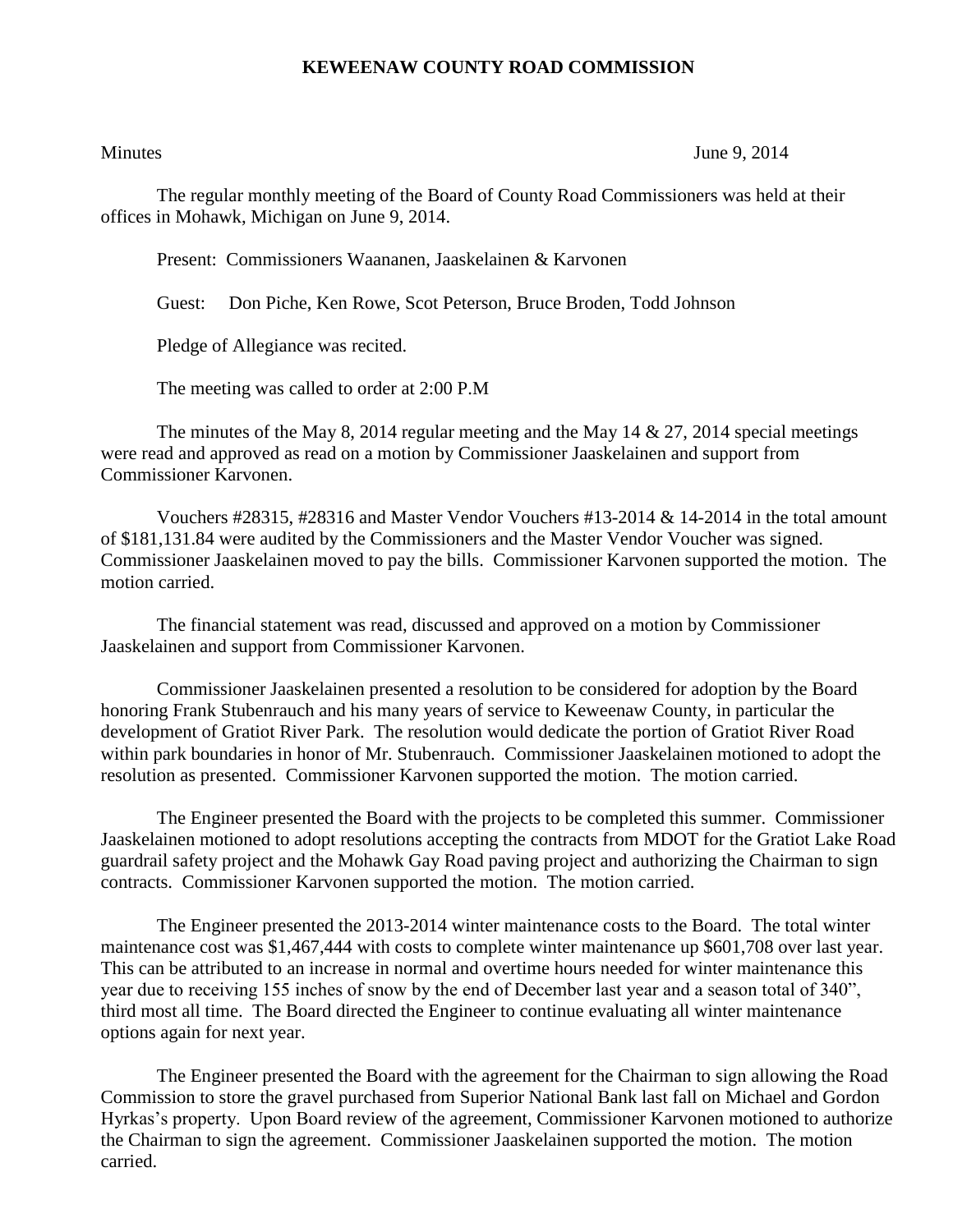# KEWEENAW COUNTY ROAD COMMISSION

Minutes June 9, 2014

The regular monthly meeting of the Board of County Road Commissioners was held at their offices in Mohawk, Michigan on June 9, 2014.

Present: Commissioners Waananen, Jaaskelainen & Karvonen

Guest: Don Piche, Ken Rowe, Scot Peterson, Bruce Broden, Todd Johnson

Pledge of Allegiance was recited.

The meeting was called to order at 2:00 P.M

The minutes of the May 8, 2014 regular meeting and the May 14 & 27, 2014 special meetings were read and approved as read on a motion by Commissioner Jaaskelainen and support from Commissioner Karvonen.

Vouchers #28315, #28316 and Master Vendor Vouchers #13-2014 & 14-2014 in the total amount of $181,131.84 were audited by the Commissioners and the Master Vendor Voucher was signed. Commissioner Jaaskelainen moved to pay the bills. Commissioner Karvonen supported the motion. The motion carried.

The financial statement was read, discussed and approved on a motion by Commissioner Jaaskelainen and support from Commissioner Karvonen.

Commissioner Jaaskelainen presented a resolution to be considered for adoption by the Board honoring Frank Stubenrauch and his many years of service to Keweenaw County, in particular the development of Gratiot River Park. The resolution would dedicate the portion of Gratiot River Road within park boundaries in honor of Mr. Stubenrauch. Commissioner Jaaskelainen motioned to adopt the resolution as presented. Commissioner Karvonen supported the motion. The motion carried.

The Engineer presented the Board with the projects to be completed this summer. Commissioner Jaaskelainen motioned to adopt resolutions accepting the contracts from MDOT for the Gratiot Lake Road guardrail safety project and the Mohawk Gay Road paving project and authorizing the Chairman to sign contracts. Commissioner Karvonen supported the motion. The motion carried.

The Engineer presented the 2013-2014 winter maintenance costs to the Board. The total winter maintenance cost was $1,467,444 with costs to complete winter maintenance up $601,708 over last year. This can be attributed to an increase in normal and overtime hours needed for winter maintenance this year due to receiving 155 inches of snow by the end of December last year and a season total of 340", third most all time. The Board directed the Engineer to continue evaluating all winter maintenance options again for next year.

The Engineer presented the Board with the agreement for the Chairman to sign allowing the Road Commission to store the gravel purchased from Superior National Bank last fall on Michael and Gordon Hyrkas's property. Upon Board review of the agreement, Commissioner Karvonen motioned to authorize the Chairman to sign the agreement. Commissioner Jaaskelainen supported the motion. The motion carried.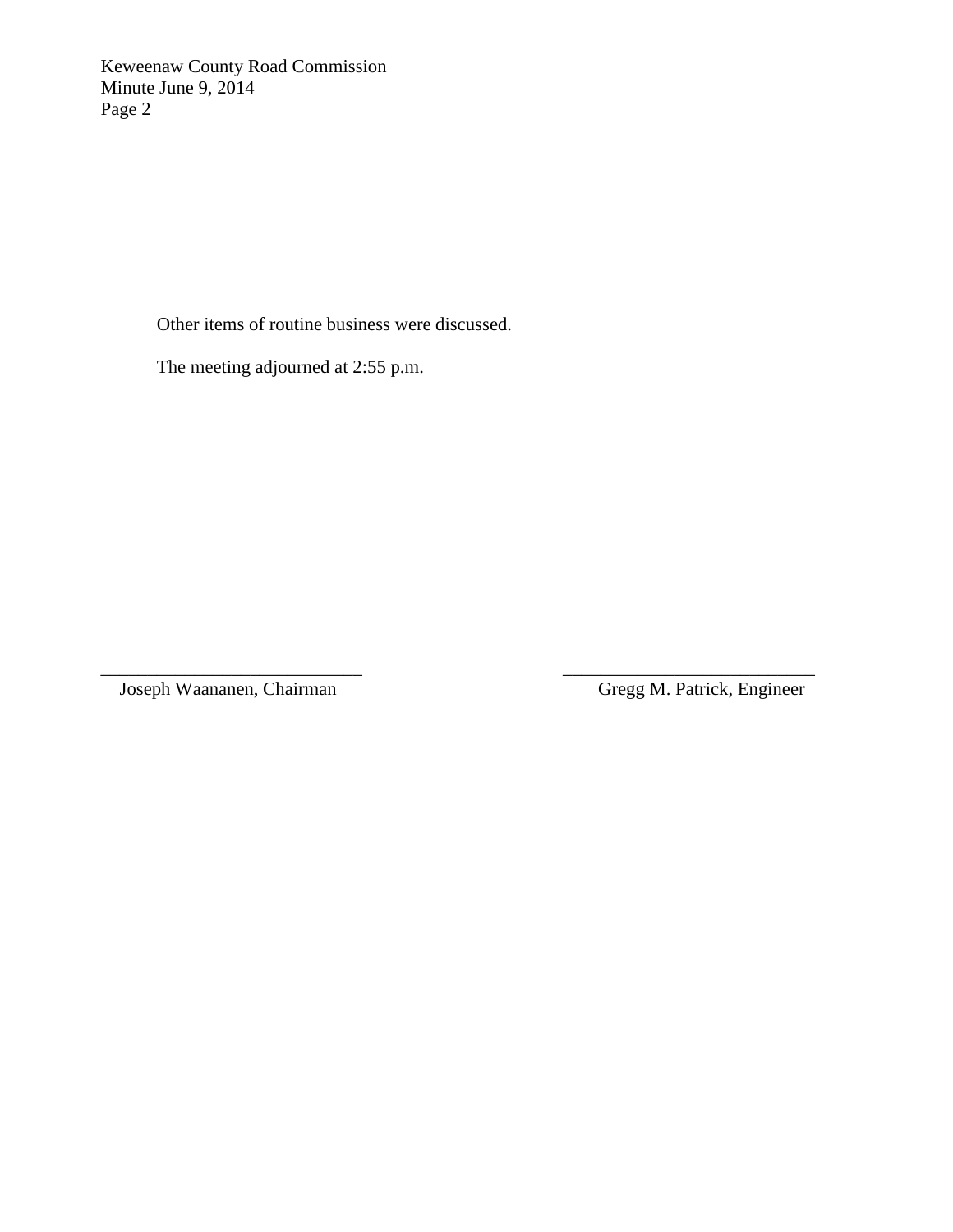Other items of routine business were discussed.

The meeting adjourned at 2:55 p.m.

\_\_\_\_\_\_\_\_\_\_\_\_\_\_\_\_\_\_\_\_\_\_\_\_\_\_\_\_ \_\_\_\_\_\_\_\_\_\_\_\_\_\_\_\_\_\_\_\_\_\_\_\_\_\_\_

Joseph Waananen, Chairman Gregg M. Patrick, Engineer